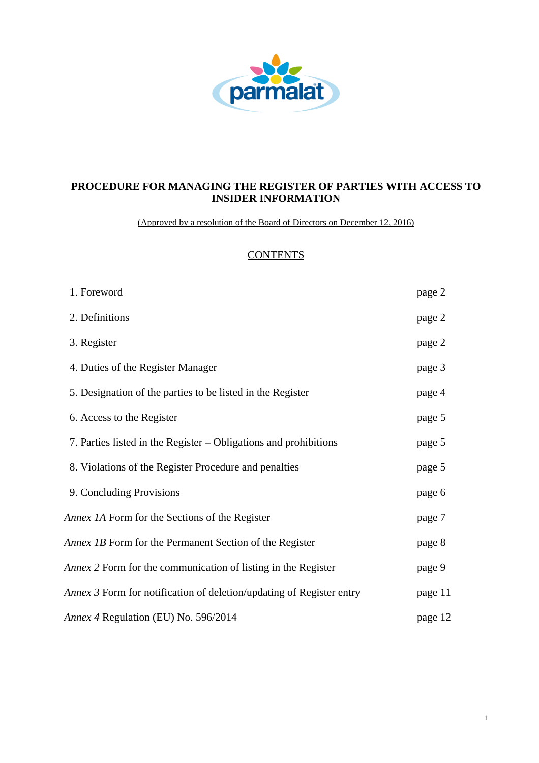# PROCEDURE FOR MANAGING THE REGISTER OF PARTIES WITH ACCESS TO INSIDER INFORMATION

(Approved by a resolution of the Board of Directors on December 12, 2016)

## CONTENTS

| | |
|---|---|
| 1. Foreword | page 2 |
| 2. Definitions | page 2 |
| 3. Register | page 2 |
| 4. Duties of the Register Manager | page 3 |
| 5. Designation of the parties to be listed in the Register | page 4 |
| 6. Access to the Register | page 5 |
| 7. Parties listed in the Register – Obligations and prohibitions | page 5 |
| 8. Violations of the Register Procedure and penalties | page 5 |
| 9. Concluding Provisions | page 6 |
| *Annex 1A* Form for the Sections of the Register | page 7 |
| *Annex 1B* Form for the Permanent Section of the Register | page 8 |
| *Annex 2* Form for the communication of listing in the Register | page 9 |
| *Annex 3* Form for notification of deletion/updating of Register entry | page 11 |
| *Annex 4* Regulation (EU) No. 596/2014 | page 12 |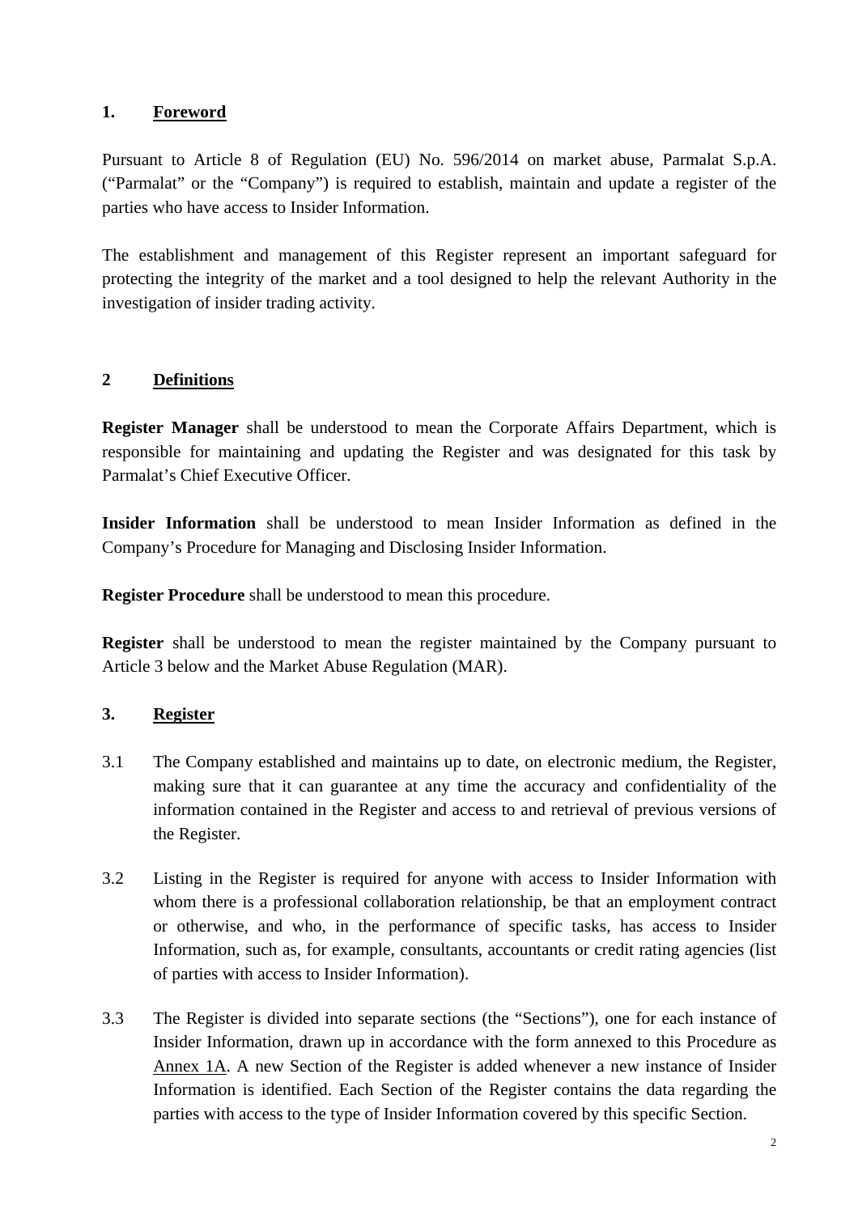## 1. Foreword

Pursuant to Article 8 of Regulation (EU) No. 596/2014 on market abuse, Parmalat S.p.A. ("Parmalat" or the "Company") is required to establish, maintain and update a register of the parties who have access to Insider Information.

The establishment and management of this Register represent an important safeguard for protecting the integrity of the market and a tool designed to help the relevant Authority in the investigation of insider trading activity.

## 2 Definitions

**Register Manager** shall be understood to mean the Corporate Affairs Department, which is responsible for maintaining and updating the Register and was designated for this task by Parmalat's Chief Executive Officer.

**Insider Information** shall be understood to mean Insider Information as defined in the Company's Procedure for Managing and Disclosing Insider Information.

**Register Procedure** shall be understood to mean this procedure.

**Register** shall be understood to mean the register maintained by the Company pursuant to Article 3 below and the Market Abuse Regulation (MAR).

## 3. Register

3.1 The Company established and maintains up to date, on electronic medium, the Register, making sure that it can guarantee at any time the accuracy and confidentiality of the information contained in the Register and access to and retrieval of previous versions of the Register.

3.2 Listing in the Register is required for anyone with access to Insider Information with whom there is a professional collaboration relationship, be that an employment contract or otherwise, and who, in the performance of specific tasks, has access to Insider Information, such as, for example, consultants, accountants or credit rating agencies (list of parties with access to Insider Information).

3.3 The Register is divided into separate sections (the "Sections"), one for each instance of Insider Information, drawn up in accordance with the form annexed to this Procedure as Annex 1A. A new Section of the Register is added whenever a new instance of Insider Information is identified. Each Section of the Register contains the data regarding the parties with access to the type of Insider Information covered by this specific Section.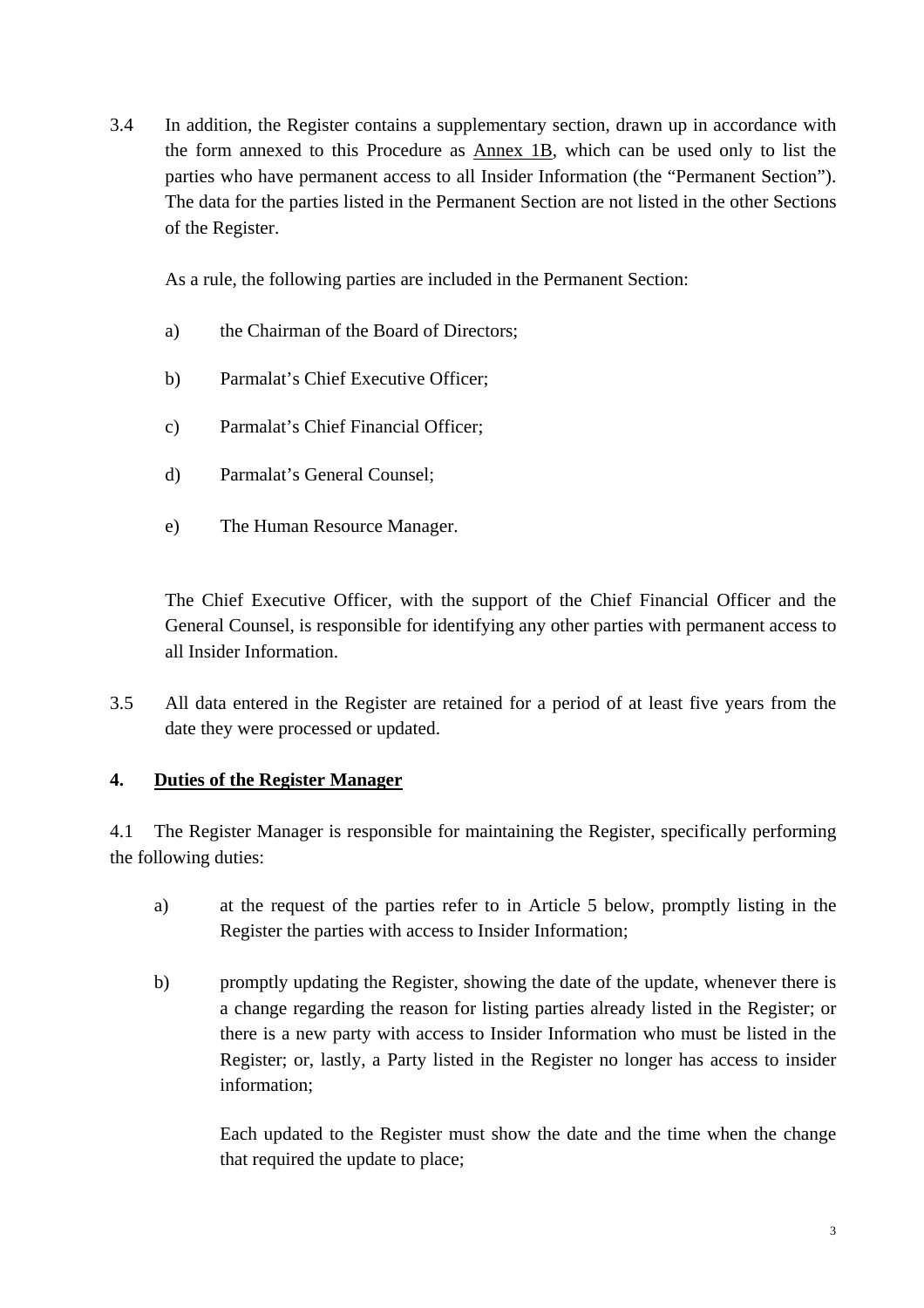3.4 In addition, the Register contains a supplementary section, drawn up in accordance with the form annexed to this Procedure as Annex 1B, which can be used only to list the parties who have permanent access to all Insider Information (the "Permanent Section"). The data for the parties listed in the Permanent Section are not listed in the other Sections of the Register.

As a rule, the following parties are included in the Permanent Section:

a) the Chairman of the Board of Directors;

b) Parmalat's Chief Executive Officer;

c) Parmalat's Chief Financial Officer;

d) Parmalat's General Counsel;

e) The Human Resource Manager.

The Chief Executive Officer, with the support of the Chief Financial Officer and the General Counsel, is responsible for identifying any other parties with permanent access to all Insider Information.

3.5 All data entered in the Register are retained for a period of at least five years from the date they were processed or updated.

## 4. Duties of the Register Manager

4.1 The Register Manager is responsible for maintaining the Register, specifically performing the following duties:

a) at the request of the parties refer to in Article 5 below, promptly listing in the Register the parties with access to Insider Information;

b) promptly updating the Register, showing the date of the update, whenever there is a change regarding the reason for listing parties already listed in the Register; or there is a new party with access to Insider Information who must be listed in the Register; or, lastly, a Party listed in the Register no longer has access to insider information;

Each updated to the Register must show the date and the time when the change that required the update to place;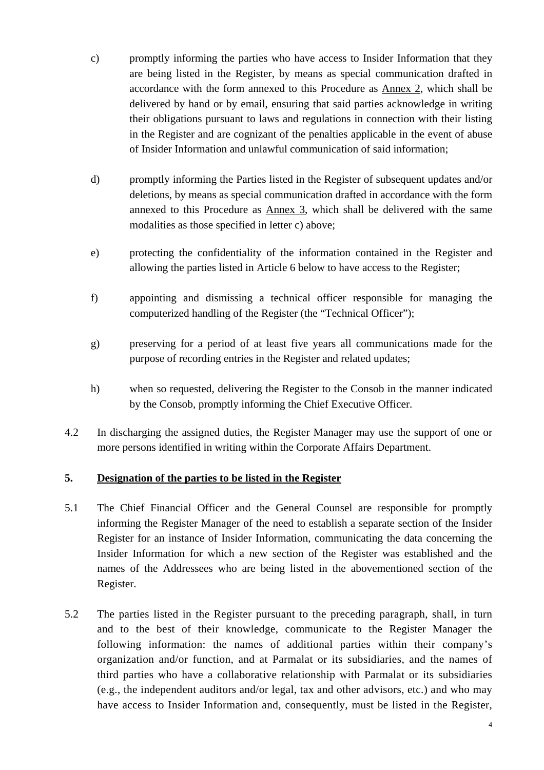c) promptly informing the parties who have access to Insider Information that they are being listed in the Register, by means as special communication drafted in accordance with the form annexed to this Procedure as Annex 2, which shall be delivered by hand or by email, ensuring that said parties acknowledge in writing their obligations pursuant to laws and regulations in connection with their listing in the Register and are cognizant of the penalties applicable in the event of abuse of Insider Information and unlawful communication of said information;

d) promptly informing the Parties listed in the Register of subsequent updates and/or deletions, by means as special communication drafted in accordance with the form annexed to this Procedure as Annex 3, which shall be delivered with the same modalities as those specified in letter c) above;

e) protecting the confidentiality of the information contained in the Register and allowing the parties listed in Article 6 below to have access to the Register;

f) appointing and dismissing a technical officer responsible for managing the computerized handling of the Register (the "Technical Officer");

g) preserving for a period of at least five years all communications made for the purpose of recording entries in the Register and related updates;

h) when so requested, delivering the Register to the Consob in the manner indicated by the Consob, promptly informing the Chief Executive Officer.

4.2 In discharging the assigned duties, the Register Manager may use the support of one or more persons identified in writing within the Corporate Affairs Department.

## 5. Designation of the parties to be listed in the Register

5.1 The Chief Financial Officer and the General Counsel are responsible for promptly informing the Register Manager of the need to establish a separate section of the Insider Register for an instance of Insider Information, communicating the data concerning the Insider Information for which a new section of the Register was established and the names of the Addressees who are being listed in the abovementioned section of the Register.

5.2 The parties listed in the Register pursuant to the preceding paragraph, shall, in turn and to the best of their knowledge, communicate to the Register Manager the following information: the names of additional parties within their company's organization and/or function, and at Parmalat or its subsidiaries, and the names of third parties who have a collaborative relationship with Parmalat or its subsidiaries (e.g., the independent auditors and/or legal, tax and other advisors, etc.) and who may have access to Insider Information and, consequently, must be listed in the Register,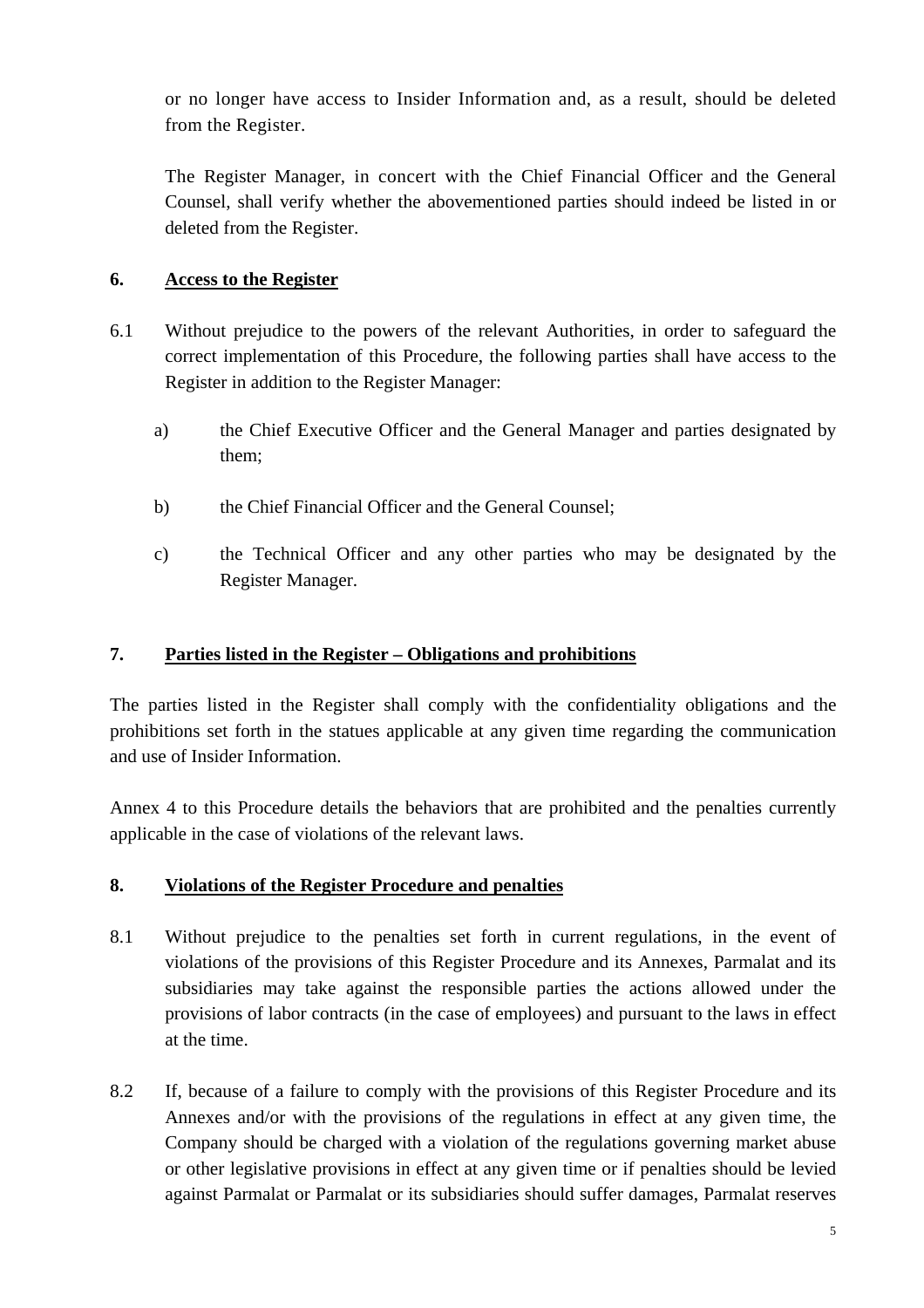or no longer have access to Insider Information and, as a result, should be deleted from the Register.

The Register Manager, in concert with the Chief Financial Officer and the General Counsel, shall verify whether the abovementioned parties should indeed be listed in or deleted from the Register.

## 6. Access to the Register

6.1 Without prejudice to the powers of the relevant Authorities, in order to safeguard the correct implementation of this Procedure, the following parties shall have access to the Register in addition to the Register Manager:

a) the Chief Executive Officer and the General Manager and parties designated by them;

b) the Chief Financial Officer and the General Counsel;

c) the Technical Officer and any other parties who may be designated by the Register Manager.

## 7. Parties listed in the Register – Obligations and prohibitions

The parties listed in the Register shall comply with the confidentiality obligations and the prohibitions set forth in the statues applicable at any given time regarding the communication and use of Insider Information.

Annex 4 to this Procedure details the behaviors that are prohibited and the penalties currently applicable in the case of violations of the relevant laws.

## 8. Violations of the Register Procedure and penalties

8.1 Without prejudice to the penalties set forth in current regulations, in the event of violations of the provisions of this Register Procedure and its Annexes, Parmalat and its subsidiaries may take against the responsible parties the actions allowed under the provisions of labor contracts (in the case of employees) and pursuant to the laws in effect at the time.

8.2 If, because of a failure to comply with the provisions of this Register Procedure and its Annexes and/or with the provisions of the regulations in effect at any given time, the Company should be charged with a violation of the regulations governing market abuse or other legislative provisions in effect at any given time or if penalties should be levied against Parmalat or Parmalat or its subsidiaries should suffer damages, Parmalat reserves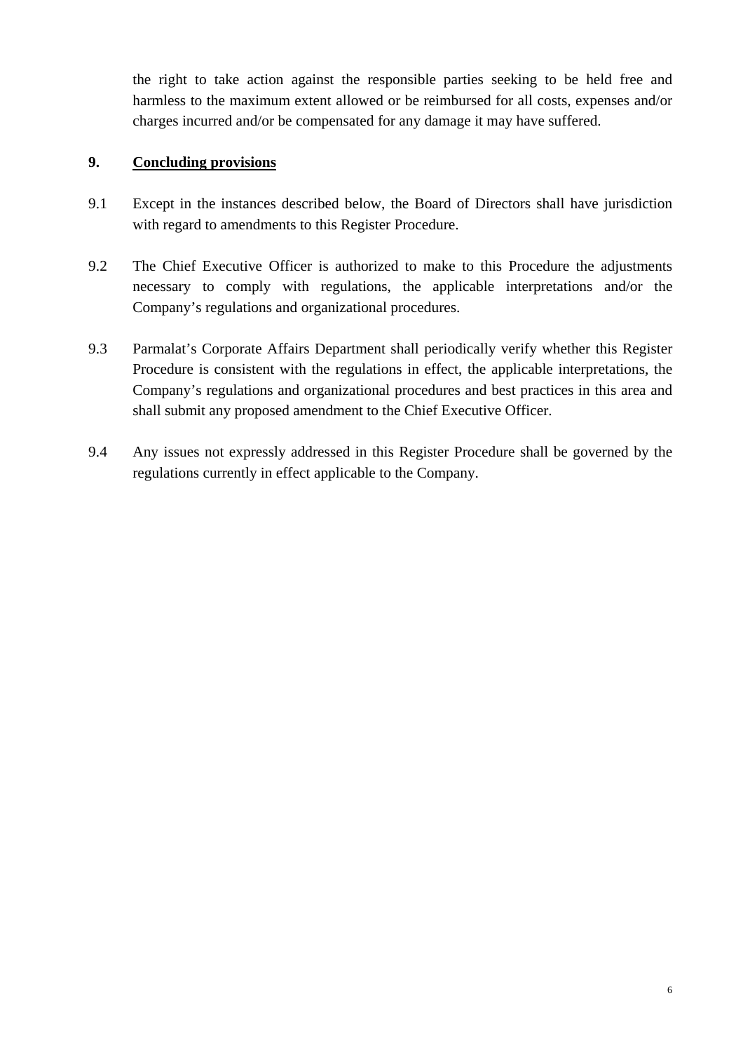the right to take action against the responsible parties seeking to be held free and harmless to the maximum extent allowed or be reimbursed for all costs, expenses and/or charges incurred and/or be compensated for any damage it may have suffered.

## 9. Concluding provisions

9.1 Except in the instances described below, the Board of Directors shall have jurisdiction with regard to amendments to this Register Procedure.

9.2 The Chief Executive Officer is authorized to make to this Procedure the adjustments necessary to comply with regulations, the applicable interpretations and/or the Company's regulations and organizational procedures.

9.3 Parmalat's Corporate Affairs Department shall periodically verify whether this Register Procedure is consistent with the regulations in effect, the applicable interpretations, the Company's regulations and organizational procedures and best practices in this area and shall submit any proposed amendment to the Chief Executive Officer.

9.4 Any issues not expressly addressed in this Register Procedure shall be governed by the regulations currently in effect applicable to the Company.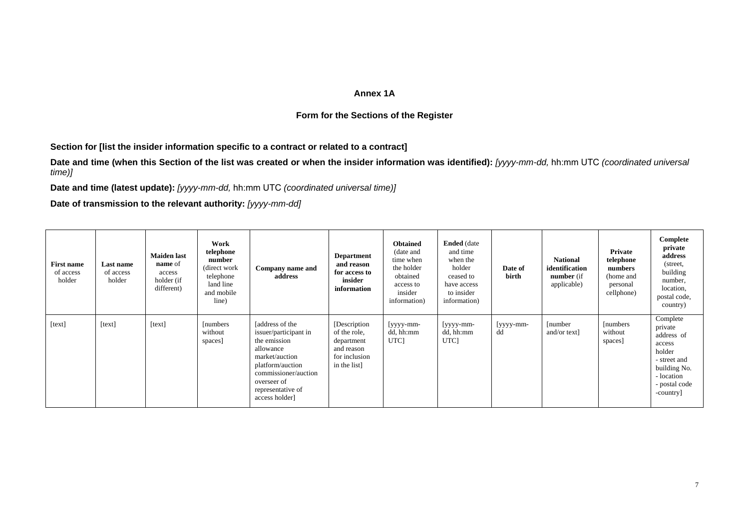**Annex 1A**

**Form for the Sections of the Register**

**Section for [list the insider information specific to a contract or related to a contract]**

**Date and time (when this Section of the list was created or when the insider information was identified):** *[yyyy-mm-dd,* hh:mm UTC *(coordinated universal time)]*

**Date and time (latest update):** *[yyyy-mm-dd,* hh:mm UTC *(coordinated universal time)]*

**Date of transmission to the relevant authority:** *[yyyy-mm-dd]*

| **First name** of access holder | **Last name** of access holder | **Maiden last name** of access holder (if different) | **Work telephone number** (direct work telephone land line and mobile line) | **Company name and address** | **Department and reason for access to insider information** | **Obtained** (date and time when the holder obtained access to insider information) | **Ended** (date and time when the holder ceased to have access to insider information) | **Date of birth** | **National identification number** (if applicable) | **Private telephone numbers** (home and personal cellphone) | **Complete private address** (street, building number, location, postal code, country) |
|---|---|---|---|---|---|---|---|---|---|---|---|
| [text] | [text] | [text] | [numbers without spaces] | [address of the issuer/participant in the emission allowance market/auction platform/auction commissioner/auction overseer of representative of access holder] | [Description of the role, department and reason for inclusion in the list] | [yyyy-mm-dd, hh:mm UTC] | [yyyy-mm-dd, hh:mm UTC] | [yyyy-mm-dd | [number and/or text] | [numbers without spaces] | Complete private address of access holder - street and building No. - location - postal code -country] |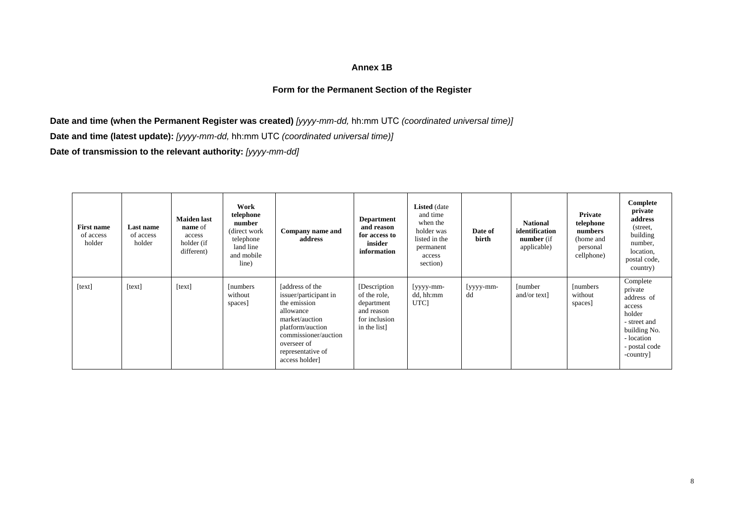**Annex 1B**

**Form for the Permanent Section of the Register**

**Date and time (when the Permanent Register was created)** *[yyyy-mm-dd,* hh:mm UTC *(coordinated universal time)]*

**Date and time (latest update):** *[yyyy-mm-dd,* hh:mm UTC *(coordinated universal time)]*

**Date of transmission to the relevant authority:** *[yyyy-mm-dd]*

| **First name** of access holder | **Last name** of access holder | **Maiden last name** of access holder (if different) | **Work telephone number** (direct work telephone land line and mobile line) | **Company name and address** | **Department and reason for access to insider information** | **Listed** (date and time when the holder was listed in the permanent access section) | **Date of birth** | **National identification number** (if applicable) | **Private telephone numbers** (home and personal cellphone) | **Complete private address** (street, building number, location, postal code, country) |
|---|---|---|---|---|---|---|---|---|---|---|
| [text] | [text] | [text] | [numbers without spaces] | [address of the issuer/participant in the emission allowance market/auction platform/auction commissioner/auction overseer of representative of access holder] | [Description of the role, department and reason for inclusion in the list] | [yyyy-mm-dd, hh:mm UTC] | [yyyy-mm-dd | [number and/or text] | [numbers without spaces] | Complete private address of access holder<br>- street and building No.<br>- location<br>- postal code<br>-country] |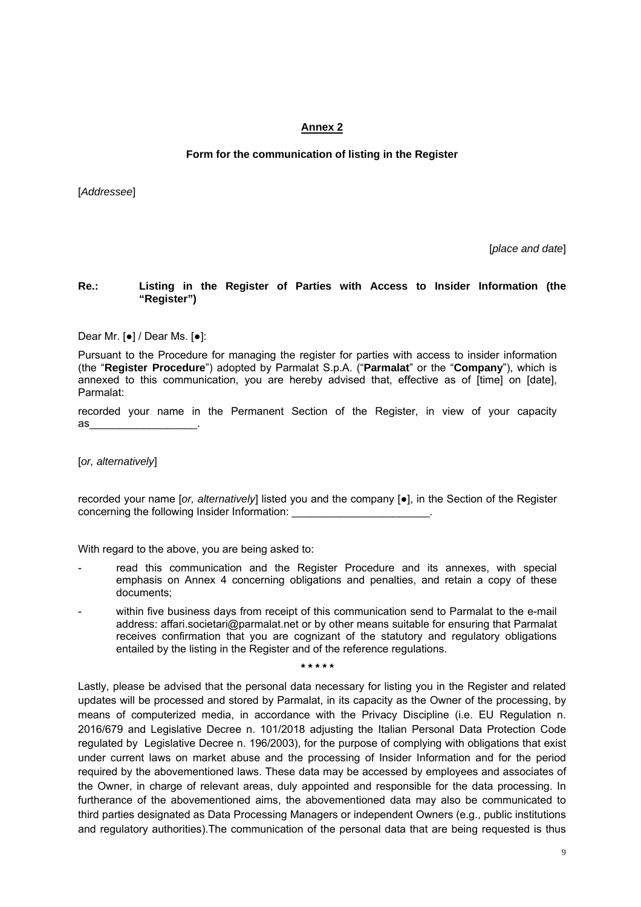## Annex 2

**Form for the communication of listing in the Register**

[*Addressee*]

[*place and date*]

**Re.: Listing in the Register of Parties with Access to Insider Information (the "Register")**

Dear Mr. [●] / Dear Ms. [●]:

Pursuant to the Procedure for managing the register for parties with access to insider information (the "**Register Procedure**") adopted by Parmalat S.p.A. ("**Parmalat**" or the "**Company**"), which is annexed to this communication, you are hereby advised that, effective as of [time] on [date], Parmalat:

recorded your name in the Permanent Section of the Register, in view of your capacity as__________________.

[*or, alternatively*]

recorded your name [*or, alternatively*] listed you and the company [●], in the Section of the Register concerning the following Insider Information: _______________________.

With regard to the above, you are being asked to:

- read this communication and the Register Procedure and its annexes, with special emphasis on Annex 4 concerning obligations and penalties, and retain a copy of these documents;
- within five business days from receipt of this communication send to Parmalat to the e-mail address: affari.societari@parmalat.net or by other means suitable for ensuring that Parmalat receives confirmation that you are cognizant of the statutory and regulatory obligations entailed by the listing in the Register and of the reference regulations.

\* \* \* \* \*

Lastly, please be advised that the personal data necessary for listing you in the Register and related updates will be processed and stored by Parmalat, in its capacity as the Owner of the processing, by means of computerized media, in accordance with the Privacy Discipline (i.e. EU Regulation n. 2016/679 and Legislative Decree n. 101/2018 adjusting the Italian Personal Data Protection Code regulated by Legislative Decree n. 196/2003), for the purpose of complying with obligations that exist under current laws on market abuse and the processing of Insider Information and for the period required by the abovementioned laws. These data may be accessed by employees and associates of the Owner, in charge of relevant areas, duly appointed and responsible for the data processing. In furtherance of the abovementioned aims, the abovementioned data may also be communicated to third parties designated as Data Processing Managers or independent Owners (e.g., public institutions and regulatory authorities).The communication of the personal data that are being requested is thus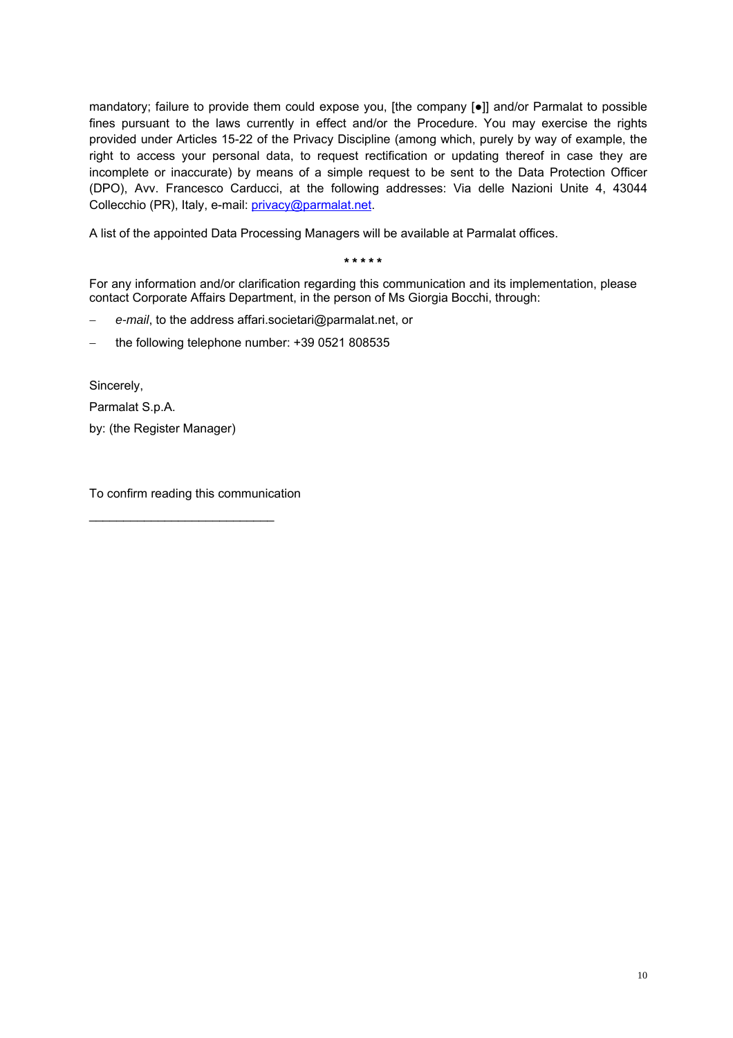mandatory; failure to provide them could expose you, [the company [●]] and/or Parmalat to possible fines pursuant to the laws currently in effect and/or the Procedure. You may exercise the rights provided under Articles 15-22 of the Privacy Discipline (among which, purely by way of example, the right to access your personal data, to request rectification or updating thereof in case they are incomplete or inaccurate) by means of a simple request to be sent to the Data Protection Officer (DPO), Avv. Francesco Carducci, at the following addresses: Via delle Nazioni Unite 4, 43044 Collecchio (PR), Italy, e-mail: privacy@parmalat.net.

A list of the appointed Data Processing Managers will be available at Parmalat offices.

\* \* \* \* \*

For any information and/or clarification regarding this communication and its implementation, please contact Corporate Affairs Department, in the person of Ms Giorgia Bocchi, through:

- *e-mail*, to the address affari.societari@parmalat.net, or
- the following telephone number: +39 0521 808535

Sincerely,

Parmalat S.p.A.

by: (the Register Manager)

To confirm reading this communication

___________________________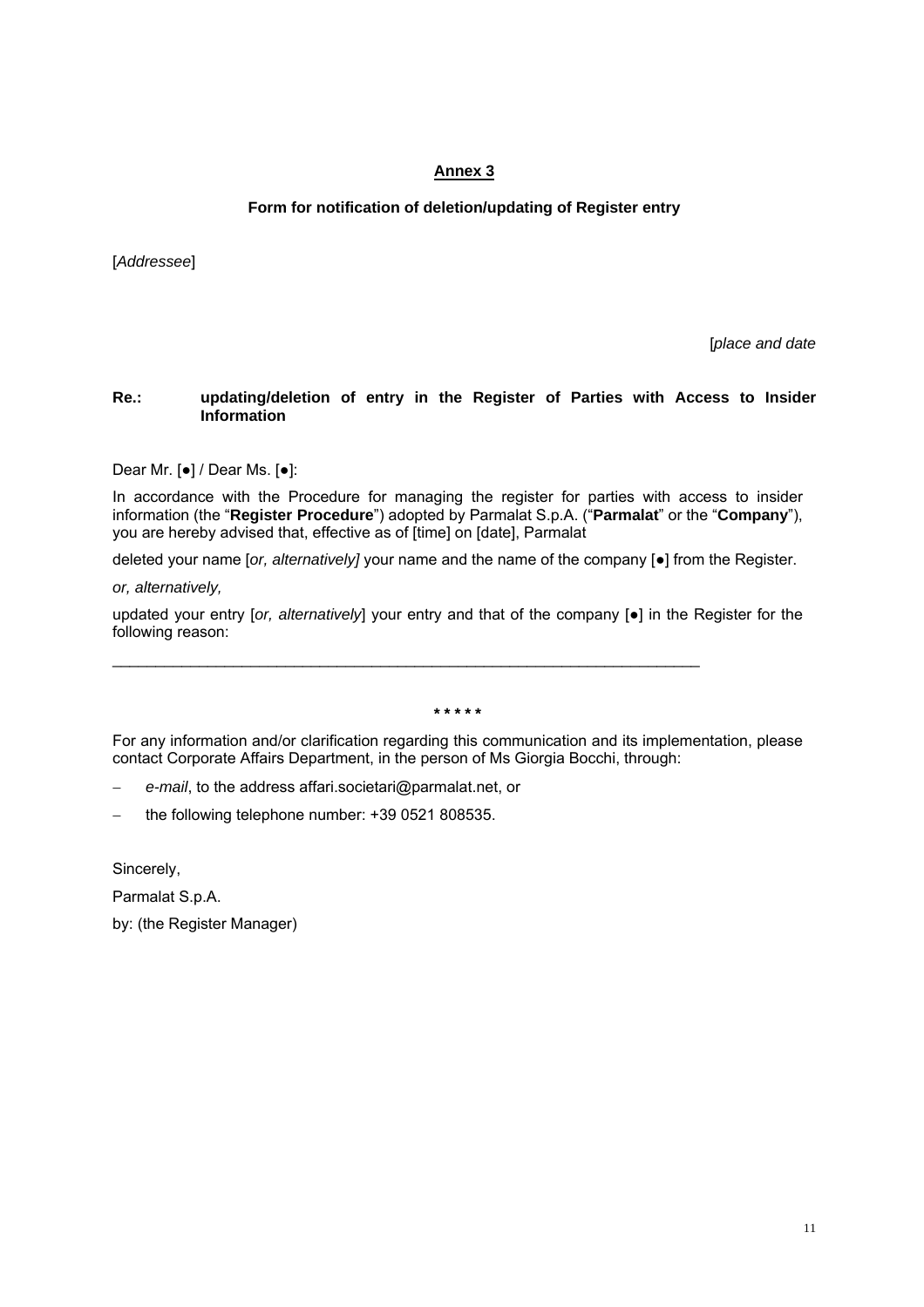## Annex 3

### Form for notification of deletion/updating of Register entry

[*Addressee*]

[*place and date*

**Re.: updating/deletion of entry in the Register of Parties with Access to Insider Information**

Dear Mr. [●] / Dear Ms. [●]:

In accordance with the Procedure for managing the register for parties with access to insider information (the "**Register Procedure**") adopted by Parmalat S.p.A. ("**Parmalat**" or the "**Company**"), you are hereby advised that, effective as of [time] on [date], Parmalat

deleted your name [*or, alternatively]* your name and the name of the company [●] from the Register.

*or, alternatively,*

updated your entry [*or, alternatively*] your entry and that of the company [●] in the Register for the following reason:

______________________________________________________________________

\* \* \* \* \*

For any information and/or clarification regarding this communication and its implementation, please contact Corporate Affairs Department, in the person of Ms Giorgia Bocchi, through:

- *e-mail*, to the address affari.societari@parmalat.net, or
- the following telephone number: +39 0521 808535.

Sincerely,

Parmalat S.p.A.

by: (the Register Manager)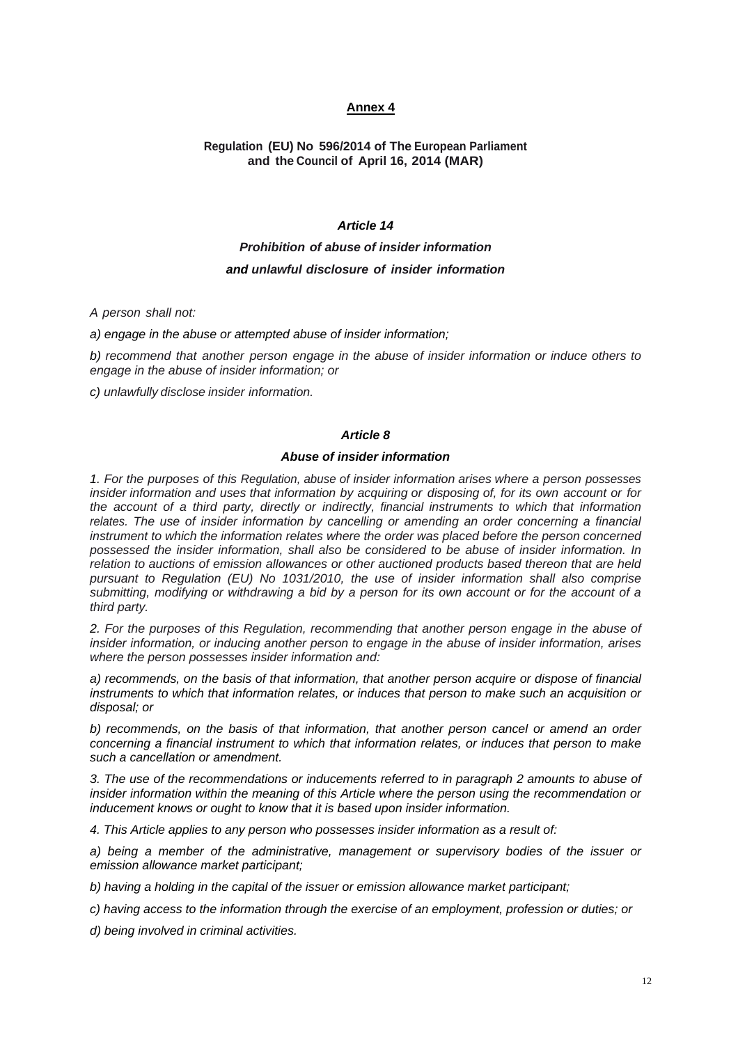## Annex 4

**Regulation (EU) No 596/2014 of The European Parliament and the Council of April 16, 2014 (MAR)**

### *Article 14*

### *Prohibition of abuse of insider information and unlawful disclosure of insider information*

*A person shall not:*

*a) engage in the abuse or attempted abuse of insider information;*

*b) recommend that another person engage in the abuse of insider information or induce others to engage in the abuse of insider information; or*

*c) unlawfully disclose insider information.*

### *Article 8*

### *Abuse of insider information*

*1. For the purposes of this Regulation, abuse of insider information arises where a person possesses insider information and uses that information by acquiring or disposing of, for its own account or for the account of a third party, directly or indirectly, financial instruments to which that information relates. The use of insider information by cancelling or amending an order concerning a financial instrument to which the information relates where the order was placed before the person concerned possessed the insider information, shall also be considered to be abuse of insider information. In relation to auctions of emission allowances or other auctioned products based thereon that are held pursuant to Regulation (EU) No 1031/2010, the use of insider information shall also comprise submitting, modifying or withdrawing a bid by a person for its own account or for the account of a third party.*

*2. For the purposes of this Regulation, recommending that another person engage in the abuse of insider information, or inducing another person to engage in the abuse of insider information, arises where the person possesses insider information and:*

*a) recommends, on the basis of that information, that another person acquire or dispose of financial instruments to which that information relates, or induces that person to make such an acquisition or disposal; or*

*b) recommends, on the basis of that information, that another person cancel or amend an order concerning a financial instrument to which that information relates, or induces that person to make such a cancellation or amendment.*

*3. The use of the recommendations or inducements referred to in paragraph 2 amounts to abuse of insider information within the meaning of this Article where the person using the recommendation or inducement knows or ought to know that it is based upon insider information.*

*4. This Article applies to any person who possesses insider information as a result of:*

*a) being a member of the administrative, management or supervisory bodies of the issuer or emission allowance market participant;*

*b) having a holding in the capital of the issuer or emission allowance market participant;*

*c) having access to the information through the exercise of an employment, profession or duties; or*

*d) being involved in criminal activities.*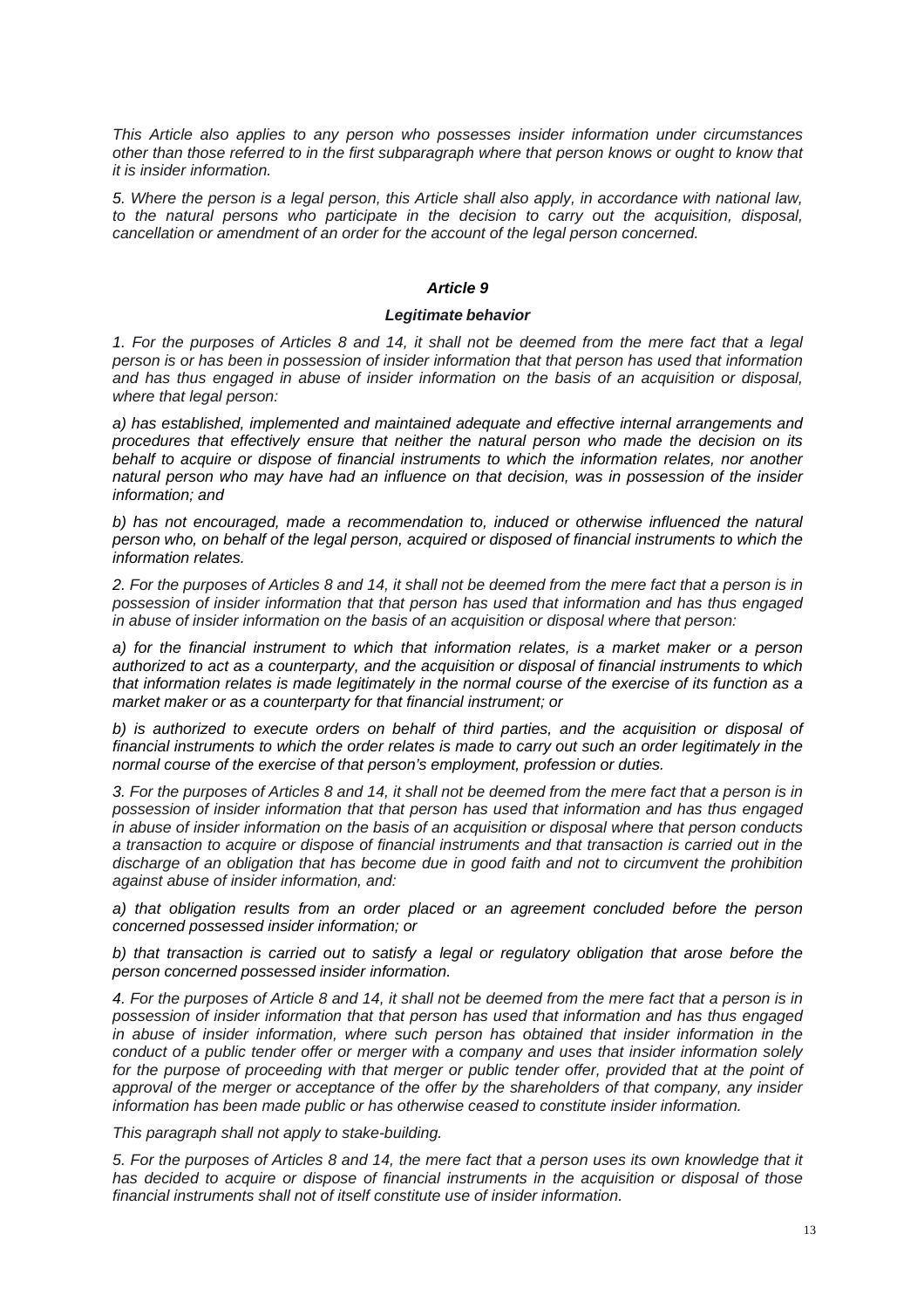*This Article also applies to any person who possesses insider information under circumstances other than those referred to in the first subparagraph where that person knows or ought to know that it is insider information.*

*5. Where the person is a legal person, this Article shall also apply, in accordance with national law, to the natural persons who participate in the decision to carry out the acquisition, disposal, cancellation or amendment of an order for the account of the legal person concerned.*

### *Article 9*

#### *Legitimate behavior*

*1. For the purposes of Articles 8 and 14, it shall not be deemed from the mere fact that a legal person is or has been in possession of insider information that that person has used that information and has thus engaged in abuse of insider information on the basis of an acquisition or disposal, where that legal person:*

*a) has established, implemented and maintained adequate and effective internal arrangements and procedures that effectively ensure that neither the natural person who made the decision on its behalf to acquire or dispose of financial instruments to which the information relates, nor another natural person who may have had an influence on that decision, was in possession of the insider information; and*

*b) has not encouraged, made a recommendation to, induced or otherwise influenced the natural person who, on behalf of the legal person, acquired or disposed of financial instruments to which the information relates.*

*2. For the purposes of Articles 8 and 14, it shall not be deemed from the mere fact that a person is in possession of insider information that that person has used that information and has thus engaged in abuse of insider information on the basis of an acquisition or disposal where that person:*

*a) for the financial instrument to which that information relates, is a market maker or a person authorized to act as a counterparty, and the acquisition or disposal of financial instruments to which that information relates is made legitimately in the normal course of the exercise of its function as a market maker or as a counterparty for that financial instrument; or*

*b) is authorized to execute orders on behalf of third parties, and the acquisition or disposal of financial instruments to which the order relates is made to carry out such an order legitimately in the normal course of the exercise of that person's employment, profession or duties.*

*3. For the purposes of Articles 8 and 14, it shall not be deemed from the mere fact that a person is in possession of insider information that that person has used that information and has thus engaged in abuse of insider information on the basis of an acquisition or disposal where that person conducts a transaction to acquire or dispose of financial instruments and that transaction is carried out in the discharge of an obligation that has become due in good faith and not to circumvent the prohibition against abuse of insider information, and:*

*a) that obligation results from an order placed or an agreement concluded before the person concerned possessed insider information; or*

*b) that transaction is carried out to satisfy a legal or regulatory obligation that arose before the person concerned possessed insider information.*

*4. For the purposes of Article 8 and 14, it shall not be deemed from the mere fact that a person is in possession of insider information that that person has used that information and has thus engaged in abuse of insider information, where such person has obtained that insider information in the conduct of a public tender offer or merger with a company and uses that insider information solely for the purpose of proceeding with that merger or public tender offer, provided that at the point of approval of the merger or acceptance of the offer by the shareholders of that company, any insider information has been made public or has otherwise ceased to constitute insider information.*

*This paragraph shall not apply to stake-building.*

*5. For the purposes of Articles 8 and 14, the mere fact that a person uses its own knowledge that it has decided to acquire or dispose of financial instruments in the acquisition or disposal of those financial instruments shall not of itself constitute use of insider information.*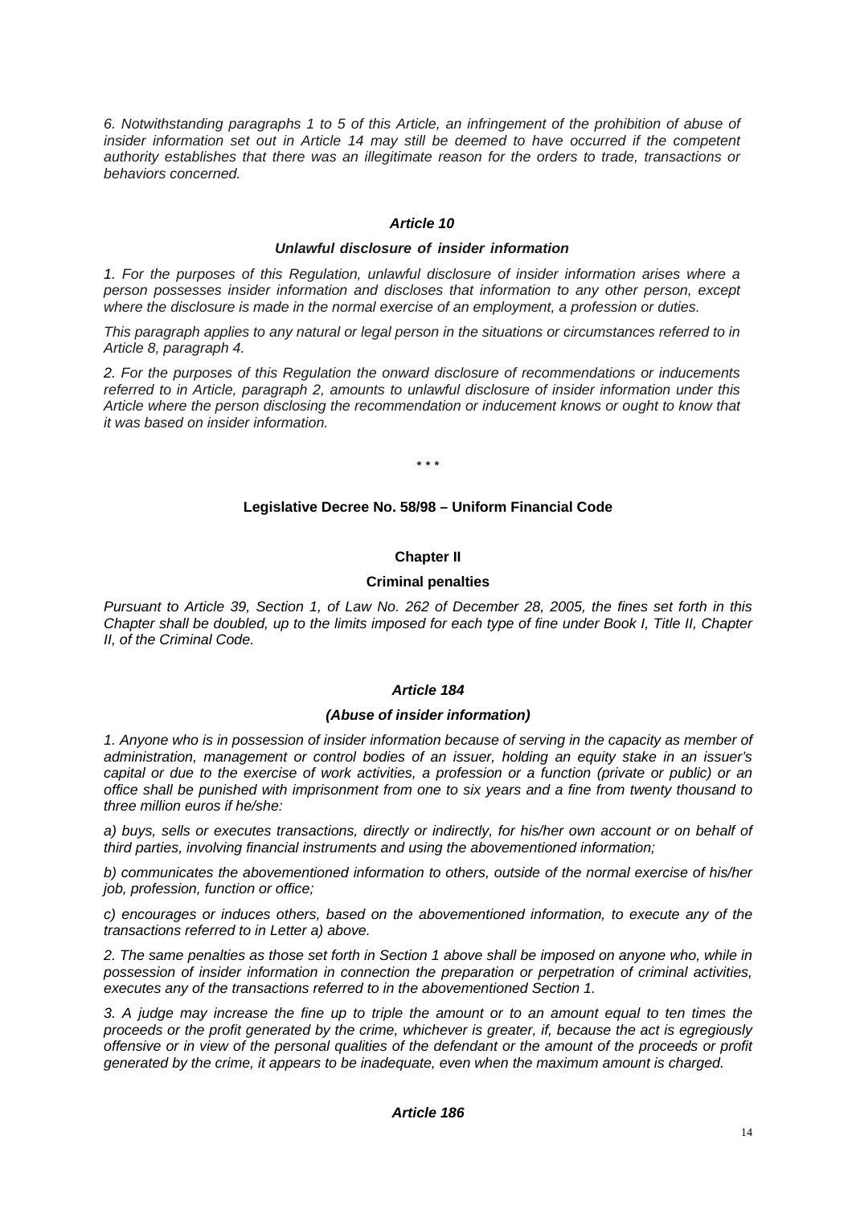*6. Notwithstanding paragraphs 1 to 5 of this Article, an infringement of the prohibition of abuse of insider information set out in Article 14 may still be deemed to have occurred if the competent authority establishes that there was an illegitimate reason for the orders to trade, transactions or behaviors concerned.*

### *Article 10*

### *Unlawful disclosure of insider information*

*1. For the purposes of this Regulation, unlawful disclosure of insider information arises where a person possesses insider information and discloses that information to any other person, except where the disclosure is made in the normal exercise of an employment, a profession or duties.*

*This paragraph applies to any natural or legal person in the situations or circumstances referred to in Article 8, paragraph 4.*

*2. For the purposes of this Regulation the onward disclosure of recommendations or inducements referred to in Article, paragraph 2, amounts to unlawful disclosure of insider information under this Article where the person disclosing the recommendation or inducement knows or ought to know that it was based on insider information.*

\* \* \*

## **Legislative Decree No. 58/98 – Uniform Financial Code**

### **Chapter II**

### **Criminal penalties**

*Pursuant to Article 39, Section 1, of Law No. 262 of December 28, 2005, the fines set forth in this Chapter shall be doubled, up to the limits imposed for each type of fine under Book I, Title II, Chapter II, of the Criminal Code.*

### *Article 184*

### *(Abuse of insider information)*

*1. Anyone who is in possession of insider information because of serving in the capacity as member of administration, management or control bodies of an issuer, holding an equity stake in an issuer's capital or due to the exercise of work activities, a profession or a function (private or public) or an office shall be punished with imprisonment from one to six years and a fine from twenty thousand to three million euros if he/she:*

*a) buys, sells or executes transactions, directly or indirectly, for his/her own account or on behalf of third parties, involving financial instruments and using the abovementioned information;*

*b) communicates the abovementioned information to others, outside of the normal exercise of his/her job, profession, function or office;*

*c) encourages or induces others, based on the abovementioned information, to execute any of the transactions referred to in Letter a) above.*

*2. The same penalties as those set forth in Section 1 above shall be imposed on anyone who, while in possession of insider information in connection the preparation or perpetration of criminal activities, executes any of the transactions referred to in the abovementioned Section 1.*

*3. A judge may increase the fine up to triple the amount or to an amount equal to ten times the proceeds or the profit generated by the crime, whichever is greater, if, because the act is egregiously offensive or in view of the personal qualities of the defendant or the amount of the proceeds or profit generated by the crime, it appears to be inadequate, even when the maximum amount is charged.*

### *Article 186*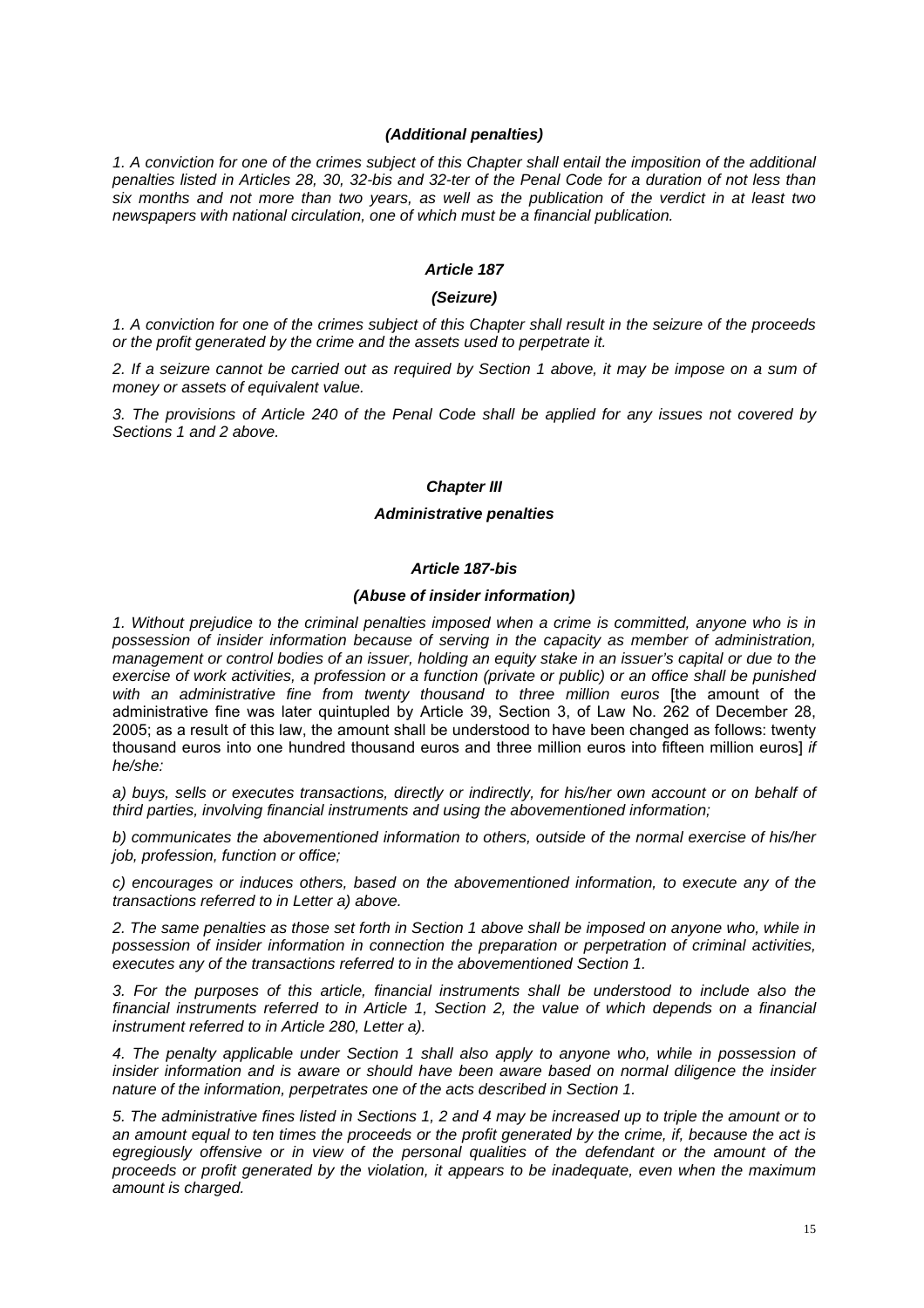***(Additional penalties)***

*1. A conviction for one of the crimes subject of this Chapter shall entail the imposition of the additional penalties listed in Articles 28, 30, 32-bis and 32-ter of the Penal Code for a duration of not less than six months and not more than two years, as well as the publication of the verdict in at least two newspapers with national circulation, one of which must be a financial publication.*

***Article 187***

***(Seizure)***

*1. A conviction for one of the crimes subject of this Chapter shall result in the seizure of the proceeds or the profit generated by the crime and the assets used to perpetrate it.*

*2. If a seizure cannot be carried out as required by Section 1 above, it may be impose on a sum of money or assets of equivalent value.*

*3. The provisions of Article 240 of the Penal Code shall be applied for any issues not covered by Sections 1 and 2 above.*

***Chapter III***

***Administrative penalties***

***Article 187-bis***

***(Abuse of insider information)***

*1. Without prejudice to the criminal penalties imposed when a crime is committed, anyone who is in possession of insider information because of serving in the capacity as member of administration, management or control bodies of an issuer, holding an equity stake in an issuer's capital or due to the exercise of work activities, a profession or a function (private or public) or an office shall be punished with an administrative fine from twenty thousand to three million euros* [the amount of the administrative fine was later quintupled by Article 39, Section 3, of Law No. 262 of December 28, 2005; as a result of this law, the amount shall be understood to have been changed as follows: twenty thousand euros into one hundred thousand euros and three million euros into fifteen million euros] *if he/she:*

*a) buys, sells or executes transactions, directly or indirectly, for his/her own account or on behalf of third parties, involving financial instruments and using the abovementioned information;*

*b) communicates the abovementioned information to others, outside of the normal exercise of his/her job, profession, function or office;*

*c) encourages or induces others, based on the abovementioned information, to execute any of the transactions referred to in Letter a) above.*

*2. The same penalties as those set forth in Section 1 above shall be imposed on anyone who, while in possession of insider information in connection the preparation or perpetration of criminal activities, executes any of the transactions referred to in the abovementioned Section 1.*

*3. For the purposes of this article, financial instruments shall be understood to include also the financial instruments referred to in Article 1, Section 2, the value of which depends on a financial instrument referred to in Article 280, Letter a).*

*4. The penalty applicable under Section 1 shall also apply to anyone who, while in possession of insider information and is aware or should have been aware based on normal diligence the insider nature of the information, perpetrates one of the acts described in Section 1.*

*5. The administrative fines listed in Sections 1, 2 and 4 may be increased up to triple the amount or to an amount equal to ten times the proceeds or the profit generated by the crime, if, because the act is egregiously offensive or in view of the personal qualities of the defendant or the amount of the proceeds or profit generated by the violation, it appears to be inadequate, even when the maximum amount is charged.*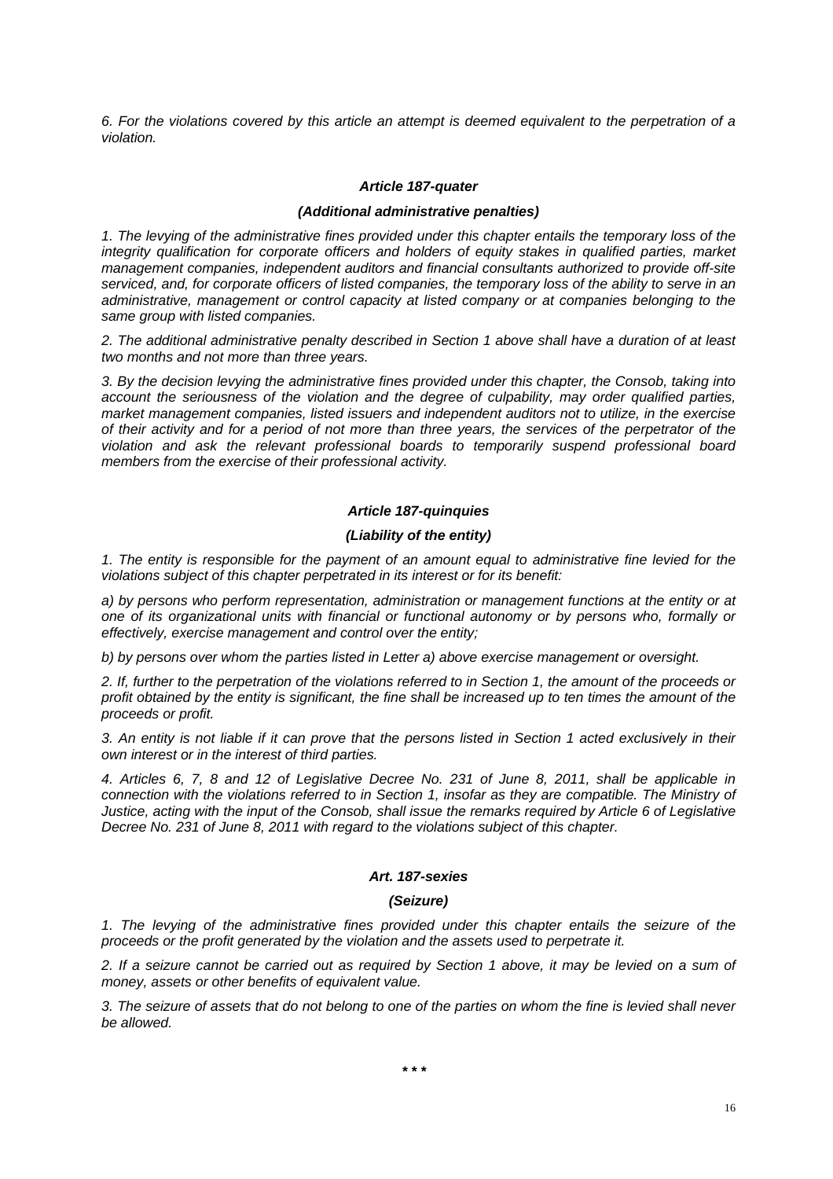*6. For the violations covered by this article an attempt is deemed equivalent to the perpetration of a violation.*

### *Article 187-quater*

### *(Additional administrative penalties)*

*1. The levying of the administrative fines provided under this chapter entails the temporary loss of the integrity qualification for corporate officers and holders of equity stakes in qualified parties, market management companies, independent auditors and financial consultants authorized to provide off-site serviced, and, for corporate officers of listed companies, the temporary loss of the ability to serve in an administrative, management or control capacity at listed company or at companies belonging to the same group with listed companies.*

*2. The additional administrative penalty described in Section 1 above shall have a duration of at least two months and not more than three years.*

*3. By the decision levying the administrative fines provided under this chapter, the Consob, taking into account the seriousness of the violation and the degree of culpability, may order qualified parties, market management companies, listed issuers and independent auditors not to utilize, in the exercise of their activity and for a period of not more than three years, the services of the perpetrator of the violation and ask the relevant professional boards to temporarily suspend professional board members from the exercise of their professional activity.*

### *Article 187-quinquies*

### *(Liability of the entity)*

*1. The entity is responsible for the payment of an amount equal to administrative fine levied for the violations subject of this chapter perpetrated in its interest or for its benefit:*

*a) by persons who perform representation, administration or management functions at the entity or at one of its organizational units with financial or functional autonomy or by persons who, formally or effectively, exercise management and control over the entity;*

*b) by persons over whom the parties listed in Letter a) above exercise management or oversight.*

*2. If, further to the perpetration of the violations referred to in Section 1, the amount of the proceeds or profit obtained by the entity is significant, the fine shall be increased up to ten times the amount of the proceeds or profit.*

*3. An entity is not liable if it can prove that the persons listed in Section 1 acted exclusively in their own interest or in the interest of third parties.*

*4. Articles 6, 7, 8 and 12 of Legislative Decree No. 231 of June 8, 2011, shall be applicable in connection with the violations referred to in Section 1, insofar as they are compatible. The Ministry of Justice, acting with the input of the Consob, shall issue the remarks required by Article 6 of Legislative Decree No. 231 of June 8, 2011 with regard to the violations subject of this chapter.*

### *Art. 187-sexies*

### *(Seizure)*

*1. The levying of the administrative fines provided under this chapter entails the seizure of the proceeds or the profit generated by the violation and the assets used to perpetrate it.*

*2. If a seizure cannot be carried out as required by Section 1 above, it may be levied on a sum of money, assets or other benefits of equivalent value.*

*3. The seizure of assets that do not belong to one of the parties on whom the fine is levied shall never be allowed.*

\* \* \*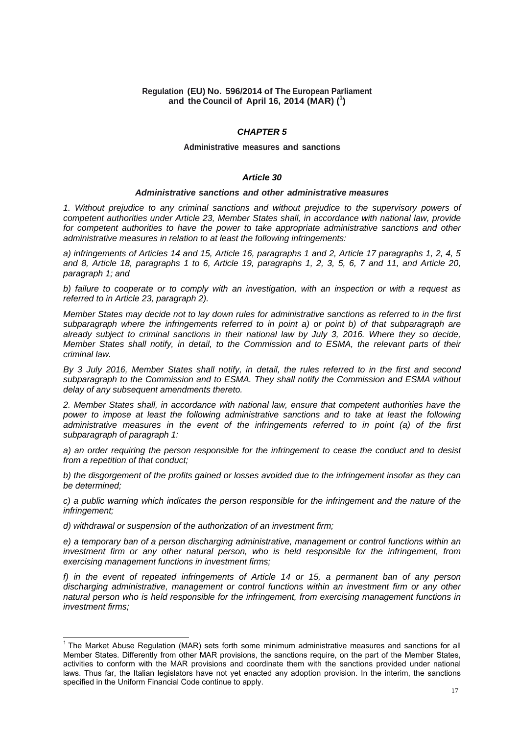**Regulation (EU) No. 596/2014 of The European Parliament and the Council of April 16, 2014 (MAR) ([1])**

### *CHAPTER 5*

**Administrative measures and sanctions**

### *Article 30*

***Administrative sanctions and other administrative measures***

*1. Without prejudice to any criminal sanctions and without prejudice to the supervisory powers of competent authorities under Article 23, Member States shall, in accordance with national law, provide for competent authorities to have the power to take appropriate administrative sanctions and other administrative measures in relation to at least the following infringements:*

*a) infringements of Articles 14 and 15, Article 16, paragraphs 1 and 2, Article 17 paragraphs 1, 2, 4, 5 and 8, Article 18, paragraphs 1 to 6, Article 19, paragraphs 1, 2, 3, 5, 6, 7 and 11, and Article 20, paragraph 1; and*

*b) failure to cooperate or to comply with an investigation, with an inspection or with a request as referred to in Article 23, paragraph 2).*

*Member States may decide not to lay down rules for administrative sanctions as referred to in the first subparagraph where the infringements referred to in point a) or point b) of that subparagraph are already subject to criminal sanctions in their national law by July 3, 2016. Where they so decide, Member States shall notify, in detail, to the Commission and to ESMA, the relevant parts of their criminal law.*

*By 3 July 2016, Member States shall notify, in detail, the rules referred to in the first and second subparagraph to the Commission and to ESMA. They shall notify the Commission and ESMA without delay of any subsequent amendments thereto.*

*2. Member States shall, in accordance with national law, ensure that competent authorities have the power to impose at least the following administrative sanctions and to take at least the following administrative measures in the event of the infringements referred to in point (a) of the first subparagraph of paragraph 1:*

*a) an order requiring the person responsible for the infringement to cease the conduct and to desist from a repetition of that conduct;*

*b) the disgorgement of the profits gained or losses avoided due to the infringement insofar as they can be determined;*

*c) a public warning which indicates the person responsible for the infringement and the nature of the infringement;*

*d) withdrawal or suspension of the authorization of an investment firm;*

*e) a temporary ban of a person discharging administrative, management or control functions within an investment firm or any other natural person, who is held responsible for the infringement, from exercising management functions in investment firms;*

*f) in the event of repeated infringements of Article 14 or 15, a permanent ban of any person discharging administrative, management or control functions within an investment firm or any other natural person who is held responsible for the infringement, from exercising management functions in investment firms;*

---

[1] The Market Abuse Regulation (MAR) sets forth some minimum administrative measures and sanctions for all Member States. Differently from other MAR provisions, the sanctions require, on the part of the Member States, activities to conform with the MAR provisions and coordinate them with the sanctions provided under national laws. Thus far, the Italian legislators have not yet enacted any adoption provision. In the interim, the sanctions specified in the Uniform Financial Code continue to apply.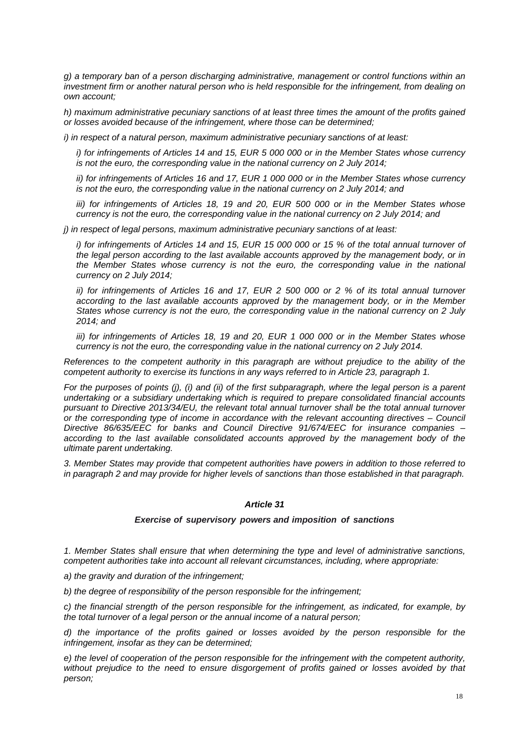*g) a temporary ban of a person discharging administrative, management or control functions within an investment firm or another natural person who is held responsible for the infringement, from dealing on own account;*

*h) maximum administrative pecuniary sanctions of at least three times the amount of the profits gained or losses avoided because of the infringement, where those can be determined;*

*i) in respect of a natural person, maximum administrative pecuniary sanctions of at least:*

> *i) for infringements of Articles 14 and 15, EUR 5 000 000 or in the Member States whose currency is not the euro, the corresponding value in the national currency on 2 July 2014;*
>
> *ii) for infringements of Articles 16 and 17, EUR 1 000 000 or in the Member States whose currency is not the euro, the corresponding value in the national currency on 2 July 2014; and*
>
> *iii) for infringements of Articles 18, 19 and 20, EUR 500 000 or in the Member States whose currency is not the euro, the corresponding value in the national currency on 2 July 2014; and*

*j) in respect of legal persons, maximum administrative pecuniary sanctions of at least:*

> *i) for infringements of Articles 14 and 15, EUR 15 000 000 or 15 % of the total annual turnover of the legal person according to the last available accounts approved by the management body, or in the Member States whose currency is not the euro, the corresponding value in the national currency on 2 July 2014;*
>
> *ii) for infringements of Articles 16 and 17, EUR 2 500 000 or 2 % of its total annual turnover according to the last available accounts approved by the management body, or in the Member States whose currency is not the euro, the corresponding value in the national currency on 2 July 2014; and*
>
> *iii) for infringements of Articles 18, 19 and 20, EUR 1 000 000 or in the Member States whose currency is not the euro, the corresponding value in the national currency on 2 July 2014.*

*References to the competent authority in this paragraph are without prejudice to the ability of the competent authority to exercise its functions in any ways referred to in Article 23, paragraph 1.*

*For the purposes of points (j), (i) and (ii) of the first subparagraph, where the legal person is a parent undertaking or a subsidiary undertaking which is required to prepare consolidated financial accounts pursuant to Directive 2013/34/EU, the relevant total annual turnover shall be the total annual turnover or the corresponding type of income in accordance with the relevant accounting directives – Council Directive 86/635/EEC for banks and Council Directive 91/674/EEC for insurance companies – according to the last available consolidated accounts approved by the management body of the ultimate parent undertaking.*

*3. Member States may provide that competent authorities have powers in addition to those referred to in paragraph 2 and may provide for higher levels of sanctions than those established in that paragraph.*

### ***Article 31***

### ***Exercise of supervisory powers and imposition of sanctions***

*1. Member States shall ensure that when determining the type and level of administrative sanctions, competent authorities take into account all relevant circumstances, including, where appropriate:*

*a) the gravity and duration of the infringement;*

*b) the degree of responsibility of the person responsible for the infringement;*

*c) the financial strength of the person responsible for the infringement, as indicated, for example, by the total turnover of a legal person or the annual income of a natural person;*

*d) the importance of the profits gained or losses avoided by the person responsible for the infringement, insofar as they can be determined;*

*e) the level of cooperation of the person responsible for the infringement with the competent authority, without prejudice to the need to ensure disgorgement of profits gained or losses avoided by that person;*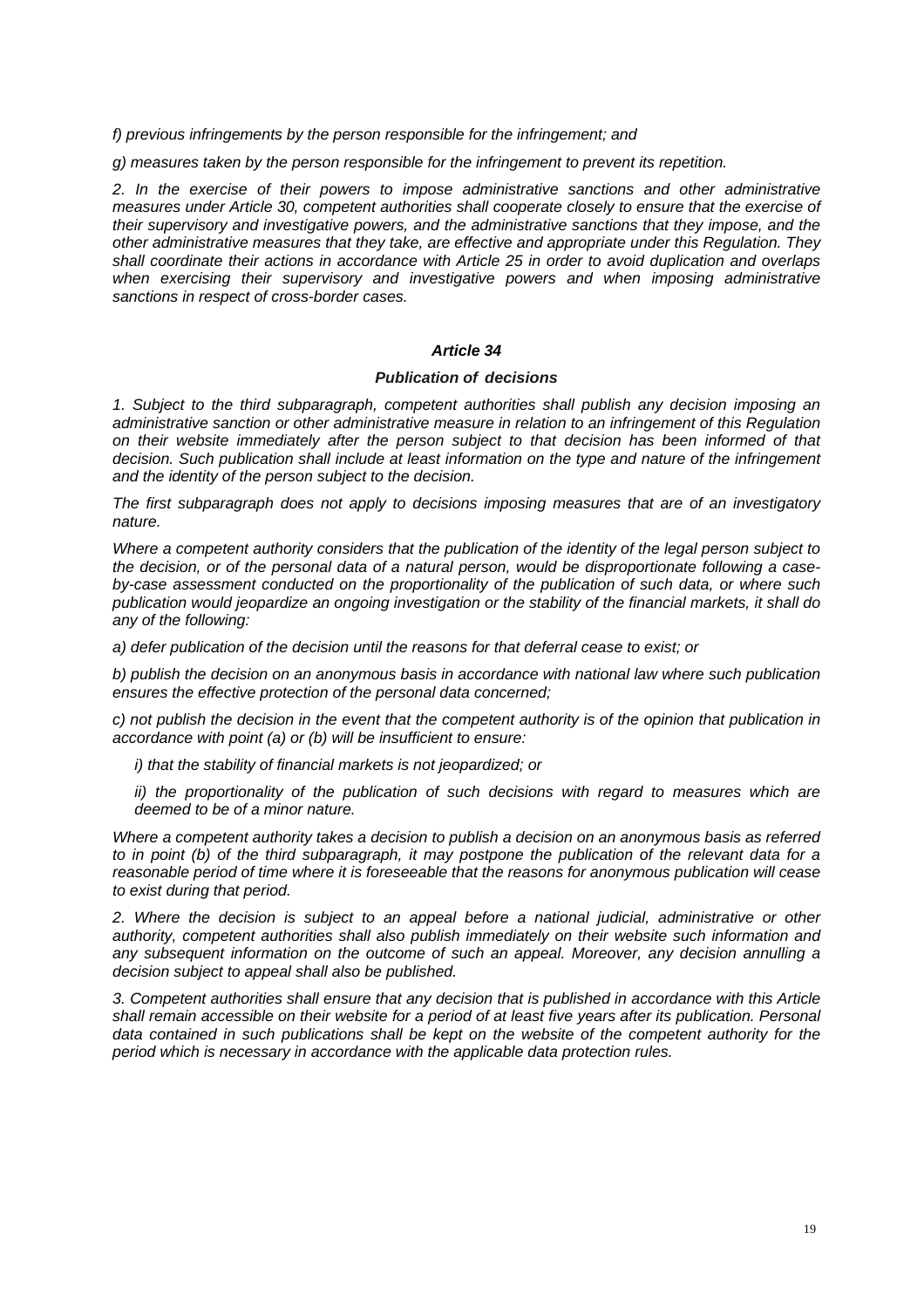*f) previous infringements by the person responsible for the infringement; and*

*g) measures taken by the person responsible for the infringement to prevent its repetition.*

*2. In the exercise of their powers to impose administrative sanctions and other administrative measures under Article 30, competent authorities shall cooperate closely to ensure that the exercise of their supervisory and investigative powers, and the administrative sanctions that they impose, and the other administrative measures that they take, are effective and appropriate under this Regulation. They shall coordinate their actions in accordance with Article 25 in order to avoid duplication and overlaps when exercising their supervisory and investigative powers and when imposing administrative sanctions in respect of cross-border cases.*

### *Article 34*

### *Publication of decisions*

*1. Subject to the third subparagraph, competent authorities shall publish any decision imposing an administrative sanction or other administrative measure in relation to an infringement of this Regulation on their website immediately after the person subject to that decision has been informed of that decision. Such publication shall include at least information on the type and nature of the infringement and the identity of the person subject to the decision.*

*The first subparagraph does not apply to decisions imposing measures that are of an investigatory nature.*

*Where a competent authority considers that the publication of the identity of the legal person subject to the decision, or of the personal data of a natural person, would be disproportionate following a case-by-case assessment conducted on the proportionality of the publication of such data, or where such publication would jeopardize an ongoing investigation or the stability of the financial markets, it shall do any of the following:*

*a) defer publication of the decision until the reasons for that deferral cease to exist; or*

*b) publish the decision on an anonymous basis in accordance with national law where such publication ensures the effective protection of the personal data concerned;*

*c) not publish the decision in the event that the competent authority is of the opinion that publication in accordance with point (a) or (b) will be insufficient to ensure:*

*i) that the stability of financial markets is not jeopardized; or*

*ii) the proportionality of the publication of such decisions with regard to measures which are deemed to be of a minor nature.*

*Where a competent authority takes a decision to publish a decision on an anonymous basis as referred to in point (b) of the third subparagraph, it may postpone the publication of the relevant data for a reasonable period of time where it is foreseeable that the reasons for anonymous publication will cease to exist during that period.*

*2. Where the decision is subject to an appeal before a national judicial, administrative or other authority, competent authorities shall also publish immediately on their website such information and any subsequent information on the outcome of such an appeal. Moreover, any decision annulling a decision subject to appeal shall also be published.*

*3. Competent authorities shall ensure that any decision that is published in accordance with this Article shall remain accessible on their website for a period of at least five years after its publication. Personal data contained in such publications shall be kept on the website of the competent authority for the period which is necessary in accordance with the applicable data protection rules.*